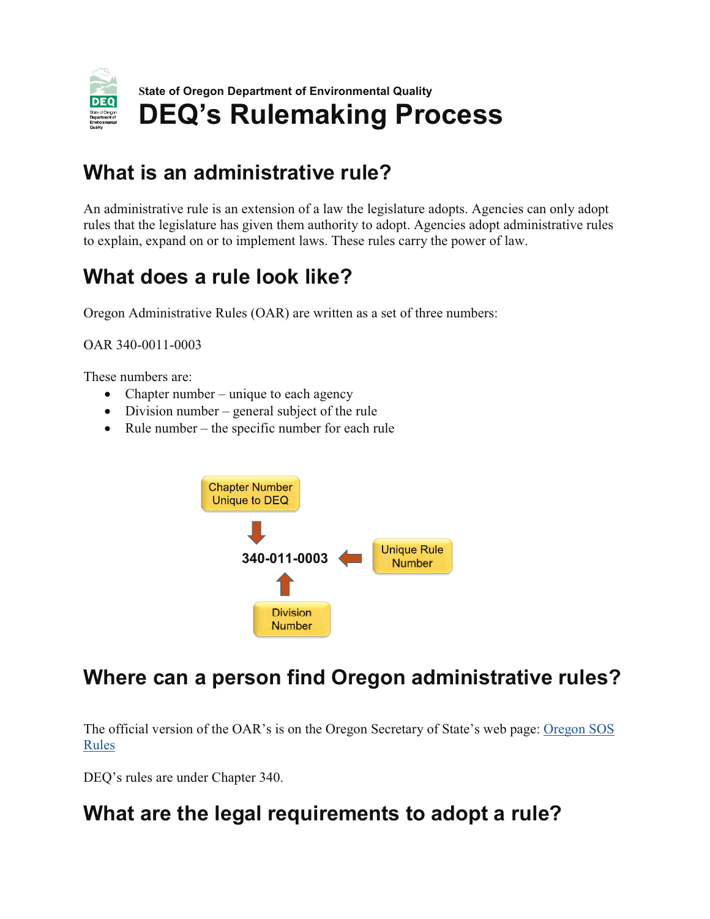State of Oregon Department of Environmental Quality

# DEQ's Rulemaking Process

## What is an administrative rule?

An administrative rule is an extension of a law the legislature adopts. Agencies can only adopt rules that the legislature has given them authority to adopt. Agencies adopt administrative rules to explain, expand on or to implement laws. These rules carry the power of law.

## What does a rule look like?

Oregon Administrative Rules (OAR) are written as a set of three numbers:

OAR 340-0011-0003

These numbers are:

- Chapter number – unique to each agency
- Division number – general subject of the rule
- Rule number – the specific number for each rule

Chapter Number Unique to DEQ

**340-011-0003**

Unique Rule Number

Division Number

## Where can a person find Oregon administrative rules?

The official version of the OAR's is on the Oregon Secretary of State's web page: [Oregon SOS Rules]

DEQ's rules are under Chapter 340.

## What are the legal requirements to adopt a rule?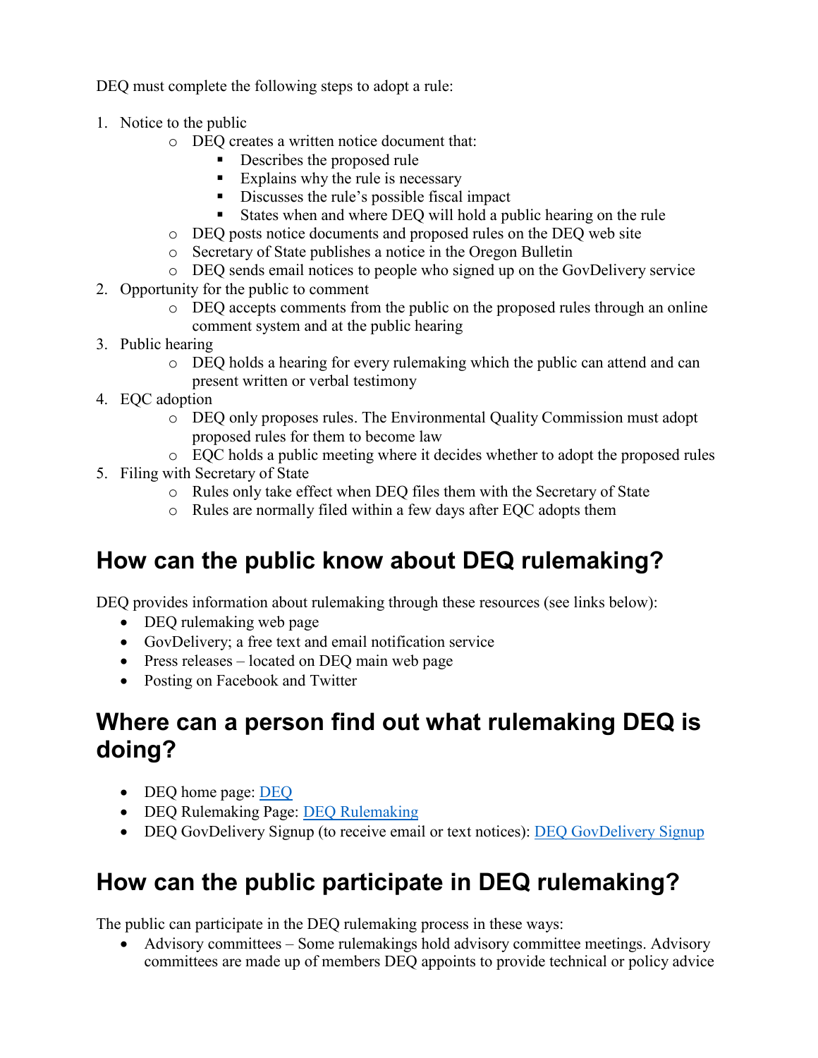DEQ must complete the following steps to adopt a rule:

1. Notice to the public
    - DEQ creates a written notice document that:
        - Describes the proposed rule
        - Explains why the rule is necessary
        - Discusses the rule's possible fiscal impact
        - States when and where DEQ will hold a public hearing on the rule
    - DEQ posts notice documents and proposed rules on the DEQ web site
    - Secretary of State publishes a notice in the Oregon Bulletin
    - DEQ sends email notices to people who signed up on the GovDelivery service
2. Opportunity for the public to comment
    - DEQ accepts comments from the public on the proposed rules through an online comment system and at the public hearing
3. Public hearing
    - DEQ holds a hearing for every rulemaking which the public can attend and can present written or verbal testimony
4. EQC adoption
    - DEQ only proposes rules. The Environmental Quality Commission must adopt proposed rules for them to become law
    - EQC holds a public meeting where it decides whether to adopt the proposed rules
5. Filing with Secretary of State
    - Rules only take effect when DEQ files them with the Secretary of State
    - Rules are normally filed within a few days after EQC adopts them

## How can the public know about DEQ rulemaking?

DEQ provides information about rulemaking through these resources (see links below):

- DEQ rulemaking web page
- GovDelivery; a free text and email notification service
- Press releases – located on DEQ main web page
- Posting on Facebook and Twitter

## Where can a person find out what rulemaking DEQ is doing?

- DEQ home page: DEQ
- DEQ Rulemaking Page: DEQ Rulemaking
- DEQ GovDelivery Signup (to receive email or text notices): DEQ GovDelivery Signup

## How can the public participate in DEQ rulemaking?

The public can participate in the DEQ rulemaking process in these ways:

- Advisory committees – Some rulemakings hold advisory committee meetings. Advisory committees are made up of members DEQ appoints to provide technical or policy advice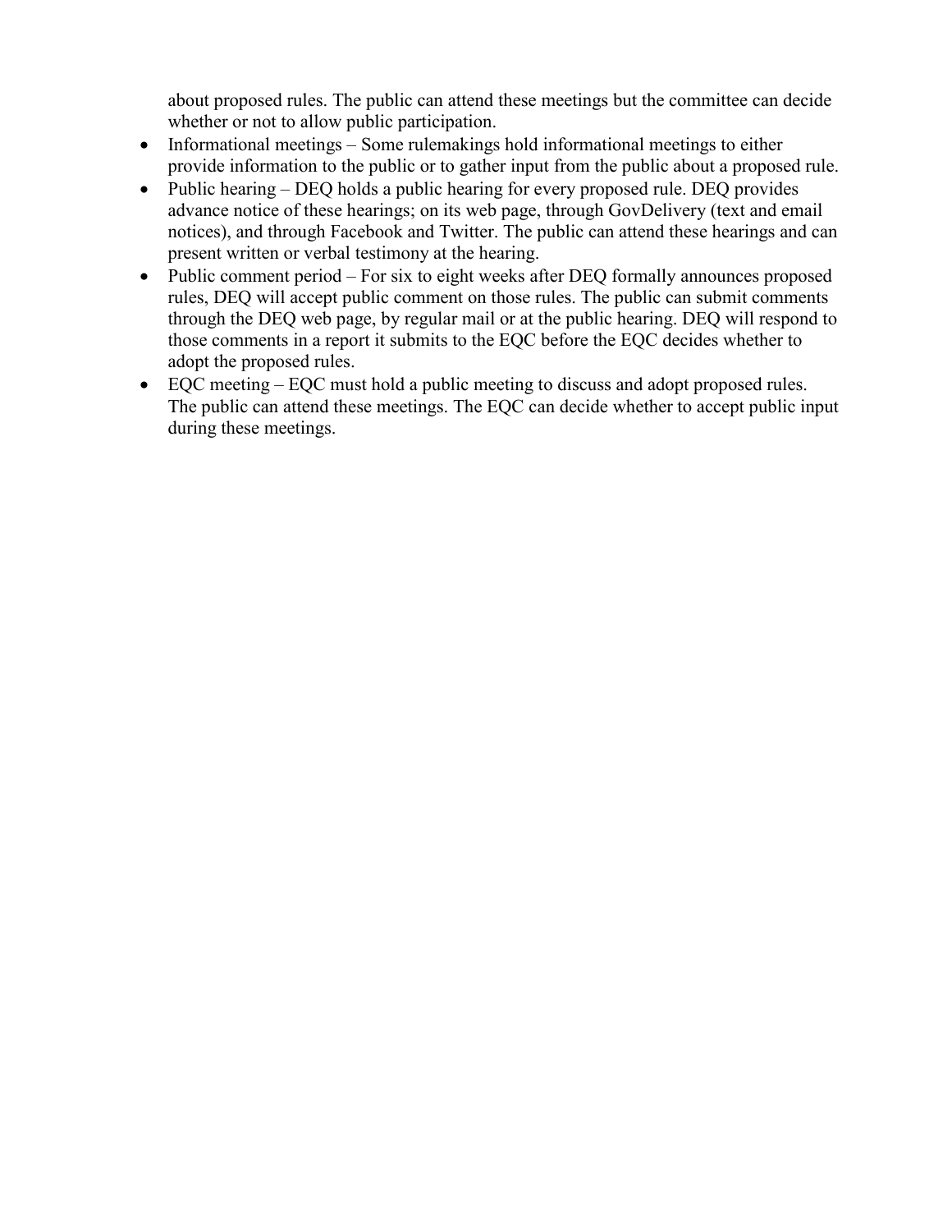about proposed rules. The public can attend these meetings but the committee can decide whether or not to allow public participation.

- Informational meetings – Some rulemakings hold informational meetings to either provide information to the public or to gather input from the public about a proposed rule.
- Public hearing – DEQ holds a public hearing for every proposed rule. DEQ provides advance notice of these hearings; on its web page, through GovDelivery (text and email notices), and through Facebook and Twitter. The public can attend these hearings and can present written or verbal testimony at the hearing.
- Public comment period – For six to eight weeks after DEQ formally announces proposed rules, DEQ will accept public comment on those rules. The public can submit comments through the DEQ web page, by regular mail or at the public hearing. DEQ will respond to those comments in a report it submits to the EQC before the EQC decides whether to adopt the proposed rules.
- EQC meeting – EQC must hold a public meeting to discuss and adopt proposed rules. The public can attend these meetings. The EQC can decide whether to accept public input during these meetings.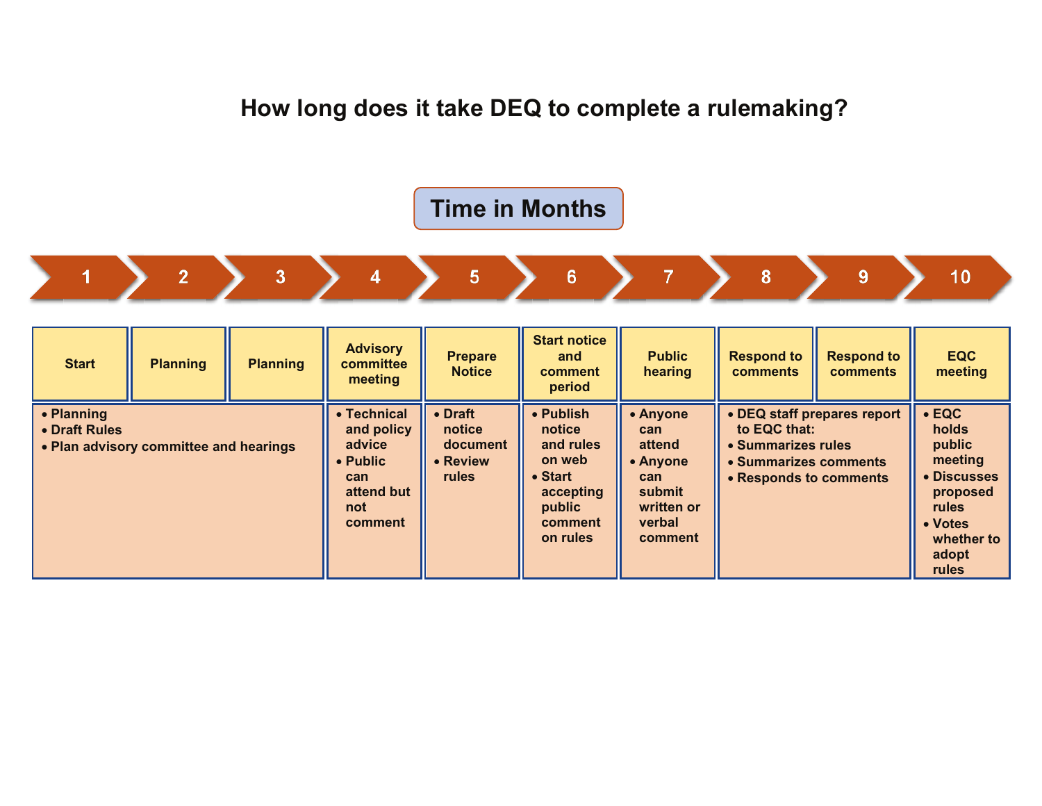# How long does it take DEQ to complete a rulemaking?

## Time in Months

| 1 | 2 | 3 | 4 | 5 | 6 | 7 | 8 | 9 | 10 |
|---|---|---|---|---|---|---|---|---|---|
| **Start** | **Planning** | **Planning** | **Advisory committee meeting** | **Prepare Notice** | **Start notice and comment period** | **Public hearing** | **Respond to comments** | **Respond to comments** | **EQC meeting** |
| • Planning<br>• Draft Rules<br>• Plan advisory committee and hearings | | | • Technical and policy advice<br>• Public can attend but not comment | • Draft notice document<br>• Review rules | • Publish notice and rules on web<br>• Start accepting public comment on rules | • Anyone can attend<br>• Anyone can submit written or verbal comment | • DEQ staff prepares report to EQC that:<br>• Summarizes rules<br>• Summarizes comments<br>• Responds to comments | | • EQC holds public meeting<br>• Discusses proposed rules<br>• Votes whether to adopt rules |